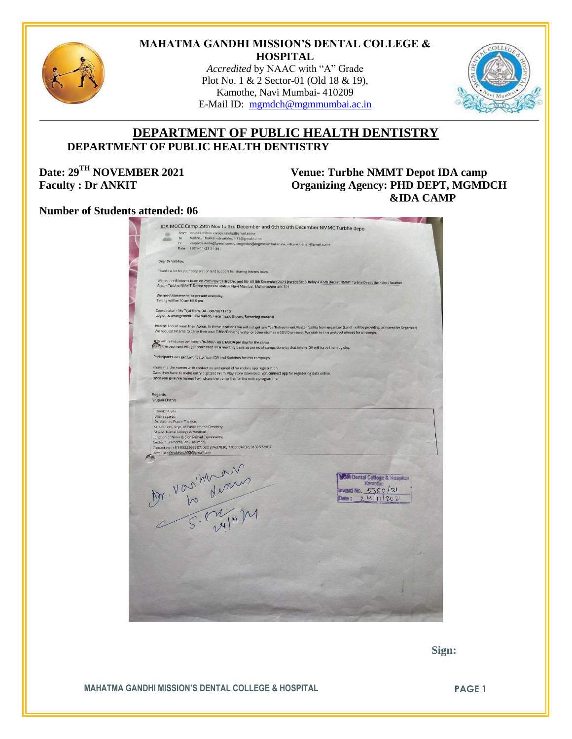# MAHATMA GANDHI MISSION'S DENTAL COLLEGE & HOSPITAL

*Accredited* by NAAC with "A" Grade
Plot No. 1 & 2 Sector-01 (Old 18 & 19),
Kamothe, Navi Mumbai- 410209
E-Mail ID: mgmdch@mgmmumbai.ac.in

## DEPARTMENT OF PUBLIC HEALTH DENTISTRY

**DEPARTMENT OF PUBLIC HEALTH DENTISTRY**

**Date: 29TH NOVEMBER 2021**
**Faculty : Dr ANKIT**

**Venue: Turbhe NMMT Depot IDA camp**
**Organizing Agency: PHD DEPT, MGMDCH &IDA CAMP**

**Number of Students attended: 06**

IDA MOCC Camp 29th Nov to 3rd December and 6th to 8th December NMMC Turbhe depo

From nrupali chitnis <nrupalinchp@gmail.com>
To Vaibhav Thakkar <drvaibhav.h32@gmail.com>
Cc <replydeeksha@gmail.com>, <mgmdch@mgmmumbai.ac.in>, <drankitrshah@gmail.com>
Date 2021-11-23 21:36

Dear Dr Vaibhav,

Thanks a lot for your cooperation and support for sharing interns team

We require 8 interns team on 29th Nov till 3rd Dec and 6th till 8th December 2021 (except Sat SUnday 4 &5th Dec) at NMMT Turbhe Depot their depo location Area - Turbhe NMMT Depot opposite station Navi Mumbai, Maharashtra 400701

We need 8 interns to be present everyday.
Timing will be 10 am till 6 pm

Coordinator - Ms Tejal from IDA - 8879671710
Logistics arrangement - IDA will do, Face mask, Gloves, Screening material

Interns should wear their Apron, In these locations we will not get any Tea/Refreshment/Water facility from organizer (Lunch will be providing to interns by Organizer)
We request interns to carry their own Tiffin/Drinking water or other stuff as a COVID protocol. We stick to this protocol almost for all camps.

IDA will reimburse per intern Rs.350/- as a TA/DA per day for the camp.
the payment will get processed on a monthly basis as per no of camps done by that intern IDA will issue them by chq.

Participants will get Certificate from IDA and Karkinos for this campaign.

share me the names with contact no and email id for mobile app registration.
Data they have to make entry digitized From Play store download vpn connect app for registering data online.
Once you give me names I will share the demo link for the entire programme

Regards,
Nrupali Chitnis

Thanking you.
With regards,
Dr. Vaibhav Pravin Thakkar,
Sr. Lecturer, Dept. of Public Health Dentistry,
M.G.M. Dental College & Hospital,
Junction of NH-4 & Sion Panvel Expressway,
Sector 1, Kamothe, Navi Mumbai.
Contact no : +91 9322262227, 022 27437836, 7208004232, 9137572987
email id: drvaibhav.h32@gmail.com

Dr. Vaibhav to discuss
S. 24/11/21

MGM Dental College & Hospital Kamothe
Inward No. 5360/21
Date: 24/11/2021

**Sign:**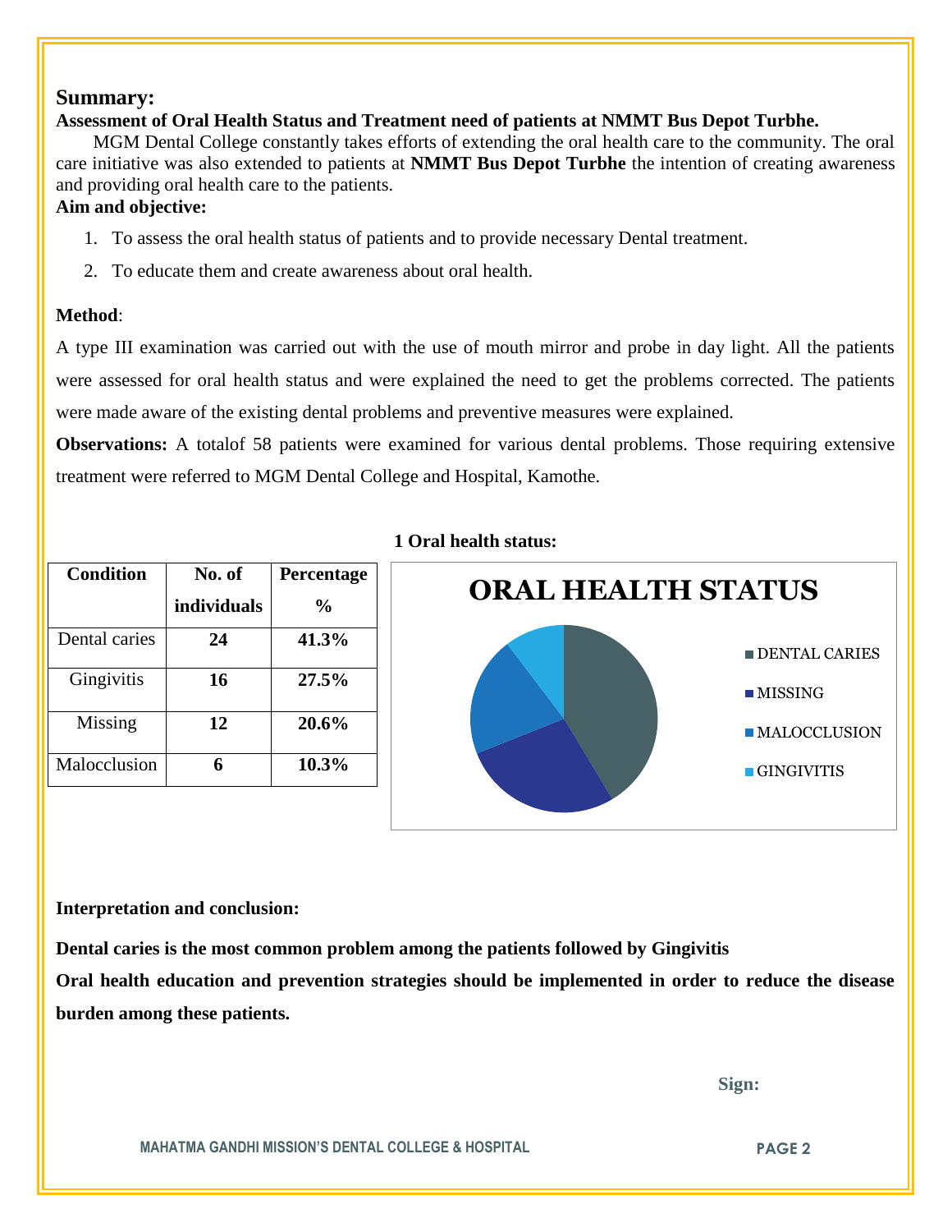## Summary:

**Assessment of Oral Health Status and Treatment need of patients at NMMT Bus Depot Turbhe.**

MGM Dental College constantly takes efforts of extending the oral health care to the community. The oral care initiative was also extended to patients at **NMMT Bus Depot Turbhe** the intention of creating awareness and providing oral health care to the patients.

**Aim and objective:**

1. To assess the oral health status of patients and to provide necessary Dental treatment.
2. To educate them and create awareness about oral health.

**Method**:

A type III examination was carried out with the use of mouth mirror and probe in day light. All the patients were assessed for oral health status and were explained the need to get the problems corrected. The patients were made aware of the existing dental problems and preventive measures were explained.

**Observations:** A totalof 58 patients were examined for various dental problems. Those requiring extensive treatment were referred to MGM Dental College and Hospital, Kamothe.

**1 Oral health status:**

| Condition | No. of individuals | Percentage % |
|---|---|---|
| Dental caries | **24** | **41.3%** |
| Gingivitis | **16** | **27.5%** |
| Missing | **12** | **20.6%** |
| Malocclusion | **6** | **10.3%** |

ORAL HEALTH STATUS

- DENTAL CARIES
- MISSING
- MALOCCLUSION
- GINGIVITIS

**Interpretation and conclusion:**

**Dental caries is the most common problem among the patients followed by Gingivitis**

**Oral health education and prevention strategies should be implemented in order to reduce the disease burden among these patients.**

**Sign:**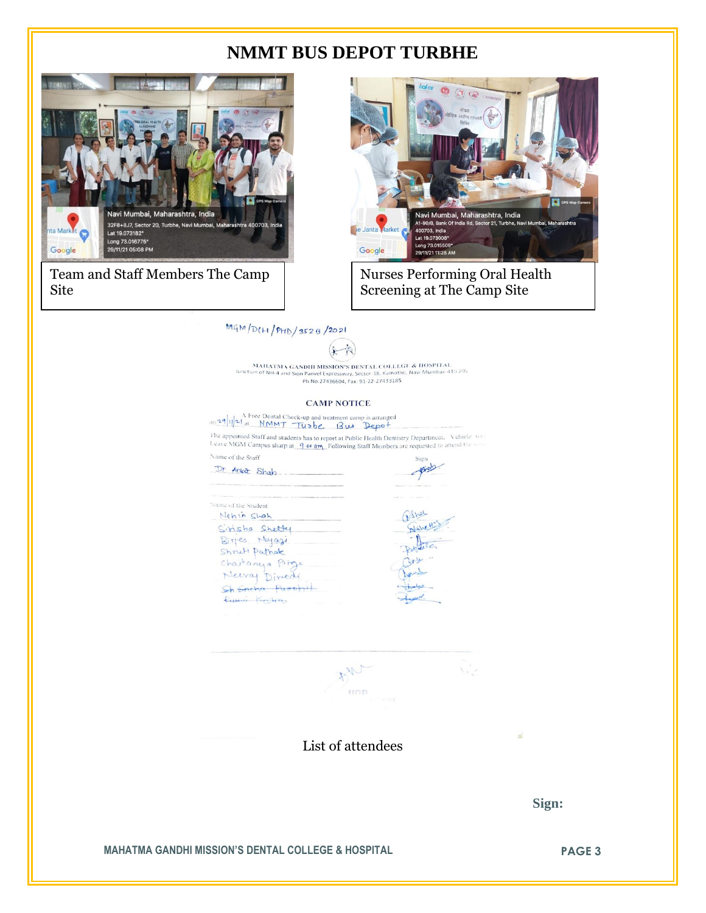# NMMT BUS DEPOT TURBHE

Navi Mumbai, Maharashtra, India
32F8+8J7, Sector 20, Turbhe, Navi Mumbai, Maharashtra 400703, India
Lat 19.073182°
Long 73.016775°
29/11/21 05:08 PM

Team and Staff Members The Camp Site

Navi Mumbai, Maharashtra, India
A1-90/8, Bank Of India Rd, Sector 21, Turbhe, Navi Mumbai, Maharashtra 400703, India
Lat 19.073008°
Long 73.015509°
29/11/21 11:28 AM

Nurses Performing Oral Health Screening at The Camp Site

MGM/DCH/PHD/3523/2021

MAHATMA GANDHI MISSION'S DENTAL COLLEGE & HOSPITAL
Junction of NH-4 and Sion Panvel Expressway, Sector 18, Kamothe, Navi Mumbai 410 209
Ph.No.27436604, Fax: 91-22-27433185

**CAMP NOTICE**

A Free Dental Check-up and treatment camp is arranged on 29/11/21 at NMMT Turbe Bus Depot

The appointed Staff and students has to report at Public Health Dentistry Department. Vehicle will Leave MGM Campus sharp at 9.00 am. Following Staff Members are requested to attend the same.

| Name of the Staff | Sign |
|---|---|
| Dr Aniket Shah | (signed) |

| Name of the Student | Sign |
|---|---|
| Nehin Shah | (signed) |
| Sirisha Shetty | (signed) |
| Birjes Nayazi | (signed) |
| Shruti Pathak | (signed) |
| Chaitanya Pinge | (signed) |
| Neeraj Dwivedi | (signed) |
| Sh Sneha Purohit | (signed) |
| Kumari Roshan | (signed) |

HOD

List of attendees

**Sign:**